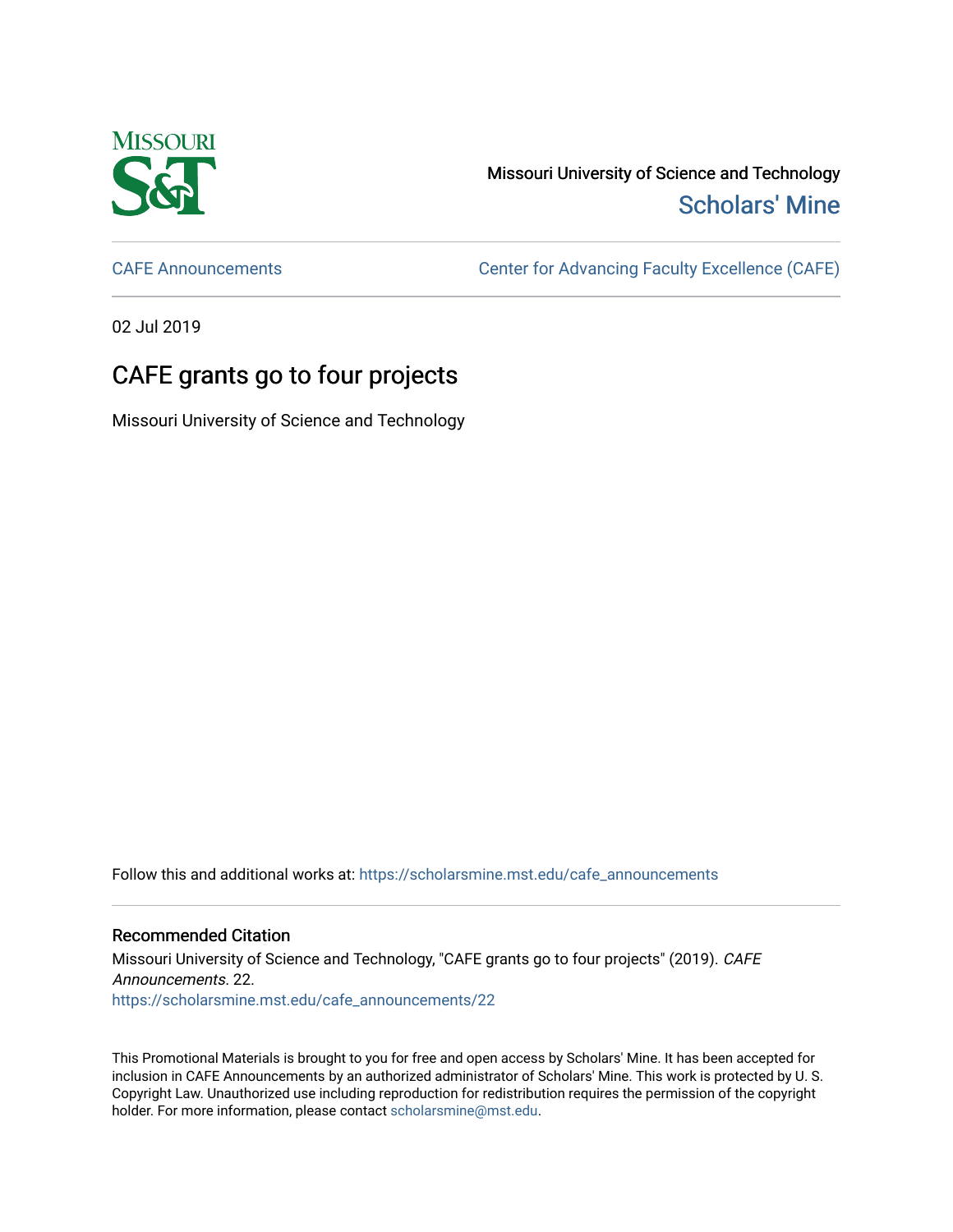Missouri University of Science and Technology

Scholars' Mine

CAFE Announcements

Center for Advancing Faculty Excellence (CAFE)

02 Jul 2019

# CAFE grants go to four projects

Missouri University of Science and Technology

Follow this and additional works at: https://scholarsmine.mst.edu/cafe_announcements

## Recommended Citation

Missouri University of Science and Technology, "CAFE grants go to four projects" (2019). *CAFE Announcements*. 22.
https://scholarsmine.mst.edu/cafe_announcements/22

This Promotional Materials is brought to you for free and open access by Scholars' Mine. It has been accepted for inclusion in CAFE Announcements by an authorized administrator of Scholars' Mine. This work is protected by U. S. Copyright Law. Unauthorized use including reproduction for redistribution requires the permission of the copyright holder. For more information, please contact scholarsmine@mst.edu.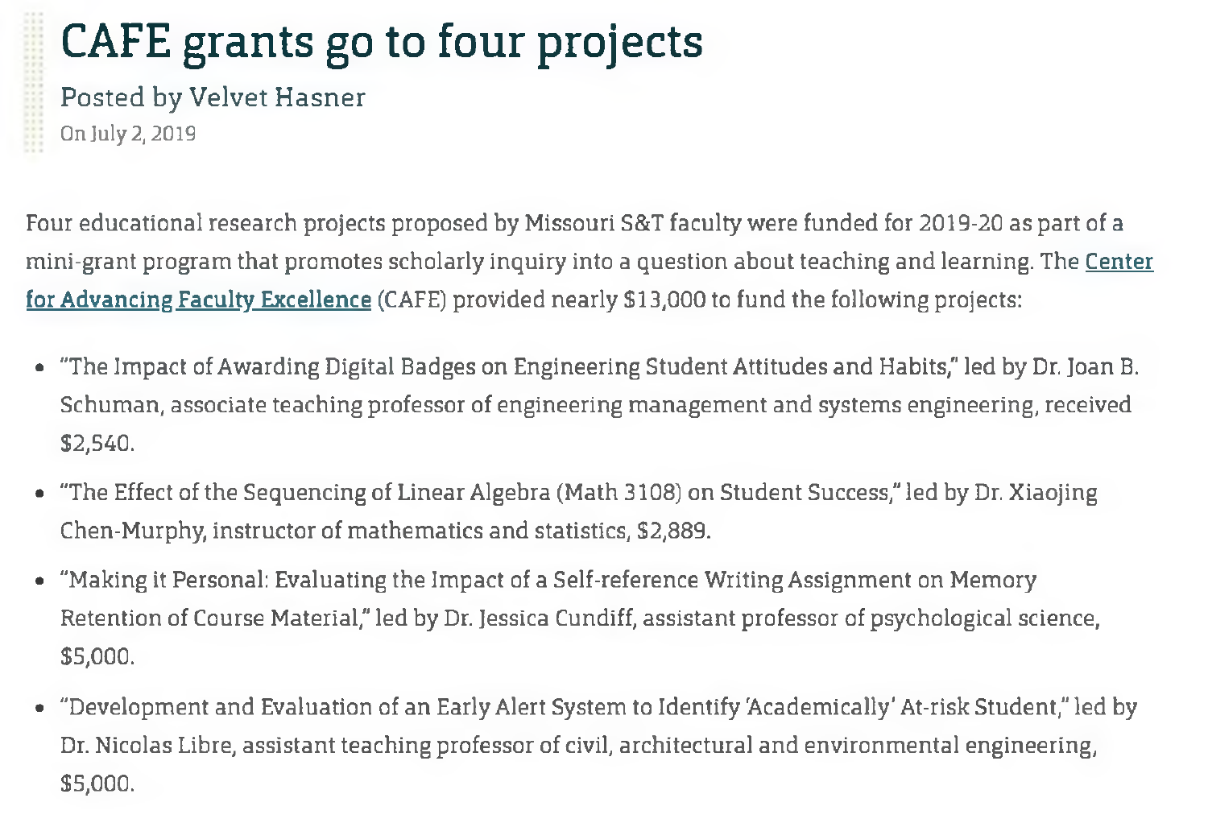# CAFE grants go to four projects

Posted by Velvet Hasner

On July 2, 2019

Four educational research projects proposed by Missouri S&T faculty were funded for 2019-20 as part of a mini-grant program that promotes scholarly inquiry into a question about teaching and learning. The Center for Advancing Faculty Excellence (CAFE) provided nearly $13,000 to fund the following projects:

- "The Impact of Awarding Digital Badges on Engineering Student Attitudes and Habits," led by Dr. Joan B. Schuman, associate teaching professor of engineering management and systems engineering, received $2,540.
- "The Effect of the Sequencing of Linear Algebra (Math 3108) on Student Success," led by Dr. Xiaojing Chen-Murphy, instructor of mathematics and statistics, $2,889.
- "Making it Personal: Evaluating the Impact of a Self-reference Writing Assignment on Memory Retention of Course Material," led by Dr. Jessica Cundiff, assistant professor of psychological science, $5,000.
- "Development and Evaluation of an Early Alert System to Identify 'Academically' At-risk Student," led by Dr. Nicolas Libre, assistant teaching professor of civil, architectural and environmental engineering, $5,000.